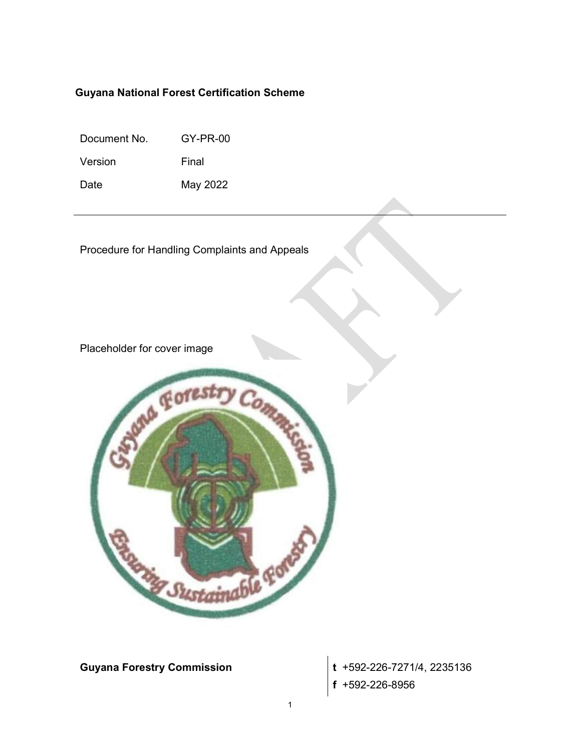**Guyana National Forest Certification Scheme**

| | |
|---|---|
| Document No. | GY-PR-00 |
| Version | Final |
| Date | May 2022 |

---

Procedure for Handling Complaints and Appeals

Placeholder for cover image

**Guyana Forestry Commission**

**t** +592-226-7271/4, 2235136

**f** +592-226-8956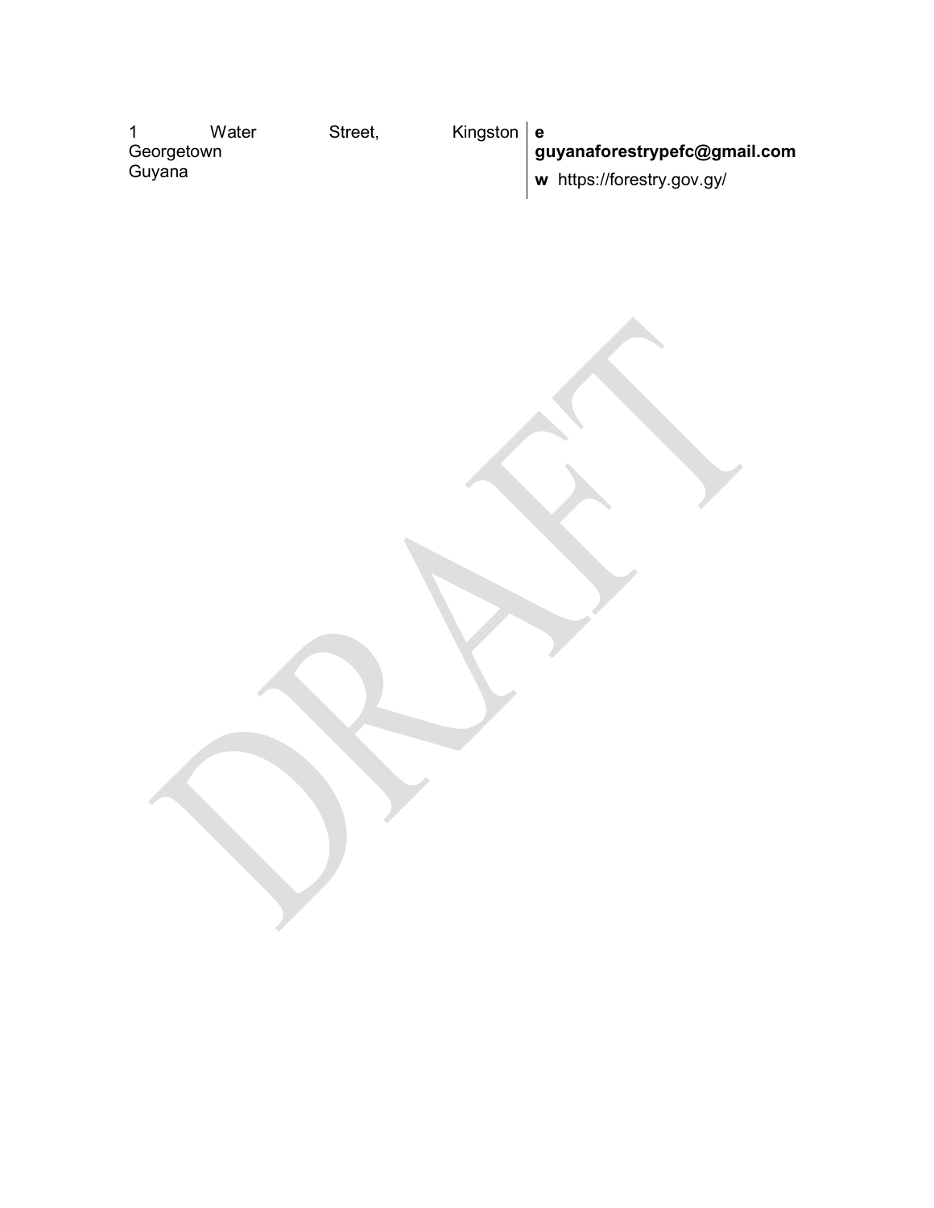1 Water Street, Kingston
Georgetown
Guyana

**e** **guyanaforestrypefc@gmail.com**

**w** https://forestry.gov.gy/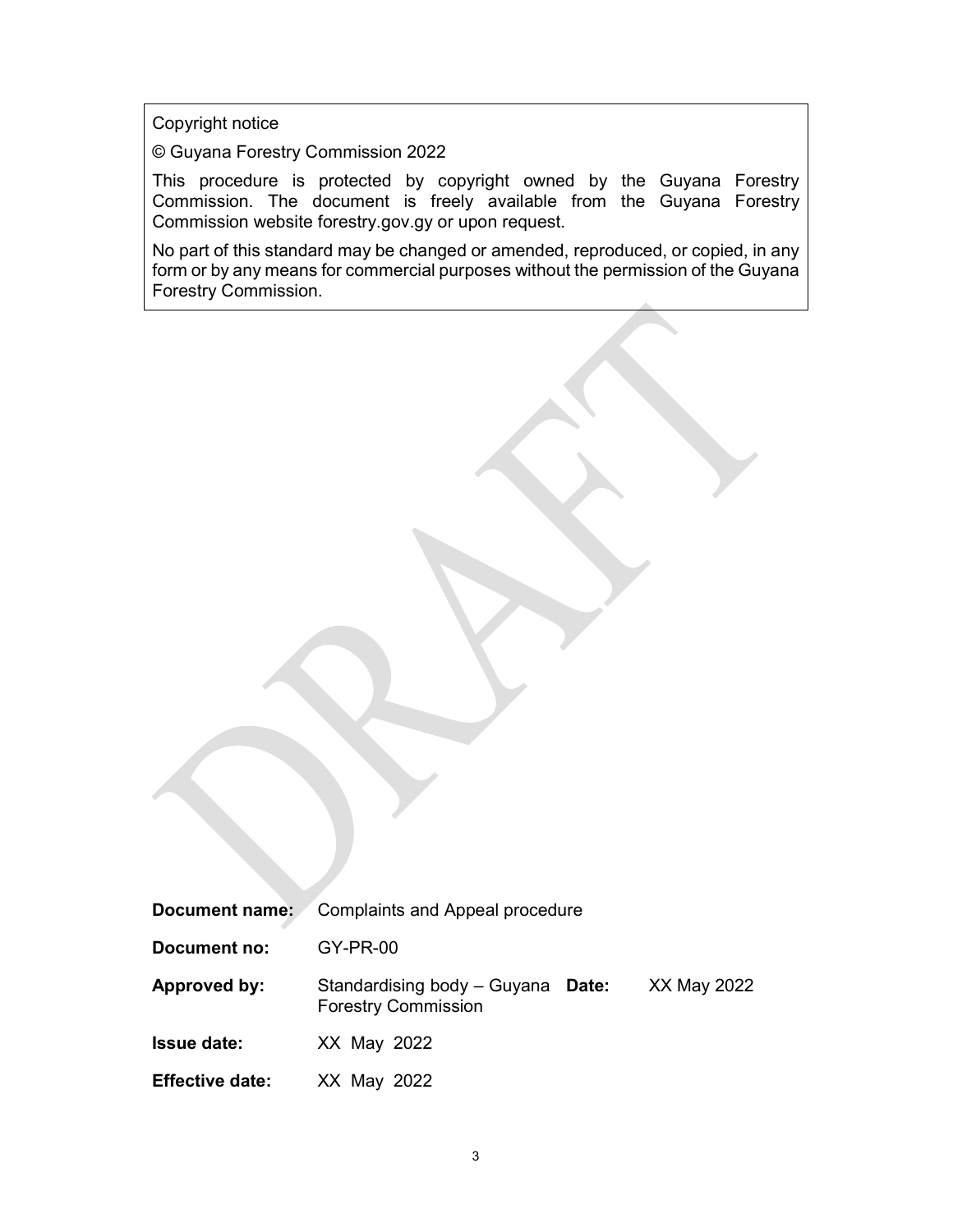Copyright notice

© Guyana Forestry Commission 2022

This procedure is protected by copyright owned by the Guyana Forestry Commission. The document is freely available from the Guyana Forestry Commission website forestry.gov.gy or upon request.

No part of this standard may be changed or amended, reproduced, or copied, in any form or by any means for commercial purposes without the permission of the Guyana Forestry Commission.

| | | | |
|---|---|---|---|
| **Document name:** | Complaints and Appeal procedure | | |
| **Document no:** | GY-PR-00 | | |
| **Approved by:** | Standardising body – Guyana Forestry Commission | **Date:** | XX May 2022 |
| **Issue date:** | XX May 2022 | | |
| **Effective date:** | XX May 2022 | | |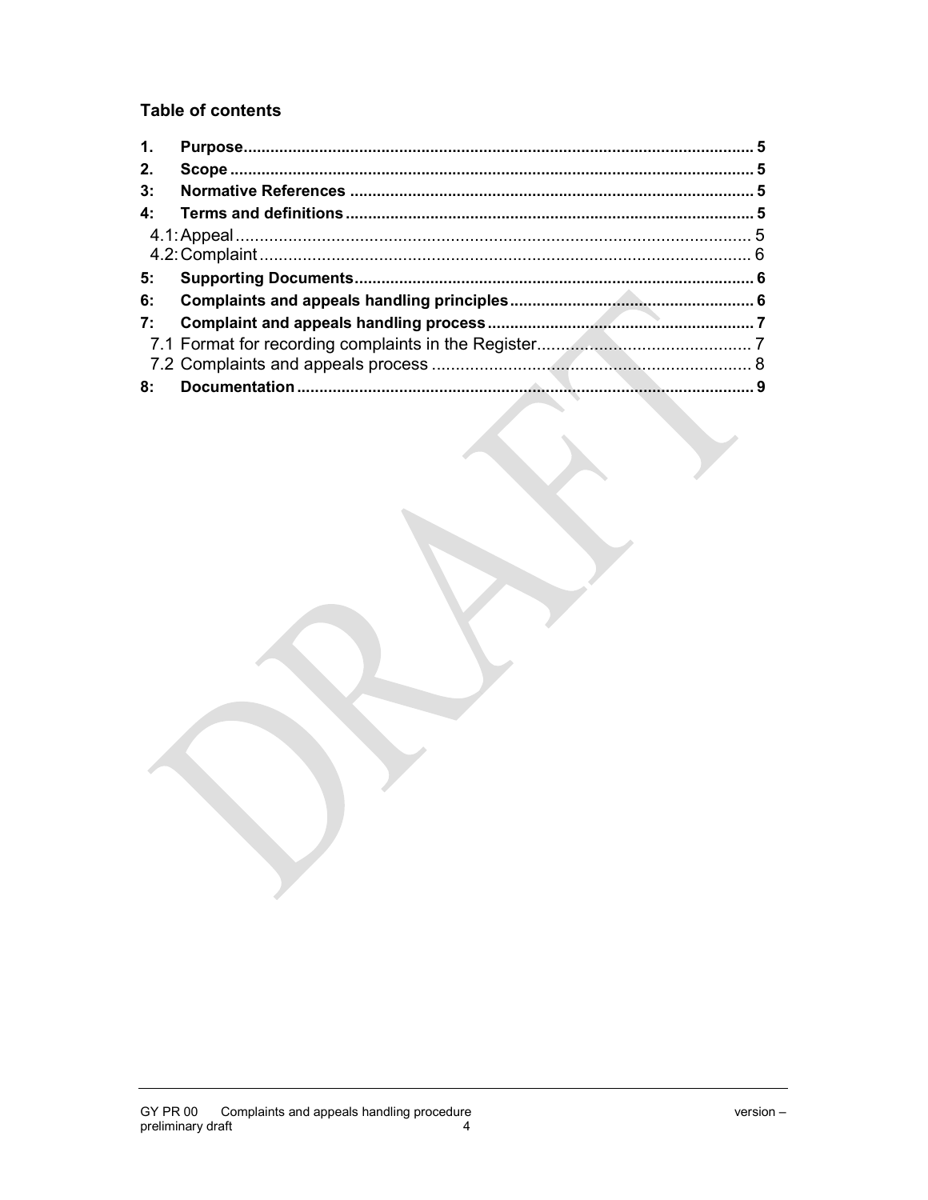## Table of contents

| | | |
|---|---|---|
| **1.** | **Purpose** | **5** |
| **2.** | **Scope** | **5** |
| **3:** | **Normative References** | **5** |
| **4:** | **Terms and definitions** | **5** |
| 4.1: | Appeal | 5 |
| 4.2: | Complaint | 6 |
| **5:** | **Supporting Documents** | **6** |
| **6:** | **Complaints and appeals handling principles** | **6** |
| **7:** | **Complaint and appeals handling process** | **7** |
| 7.1 | Format for recording complaints in the Register | 7 |
| 7.2 | Complaints and appeals process | 8 |
| **8:** | **Documentation** | **9** |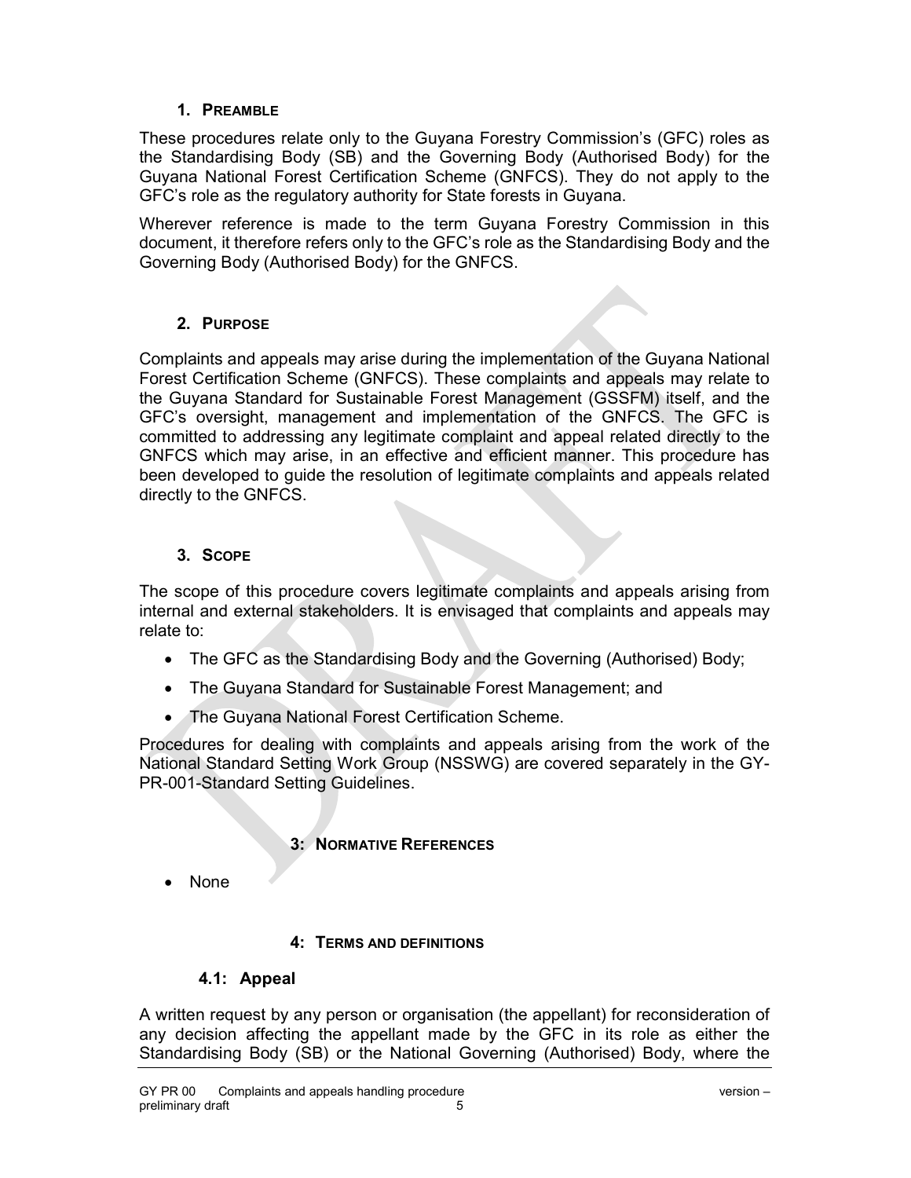## 1. PREAMBLE

These procedures relate only to the Guyana Forestry Commission's (GFC) roles as the Standardising Body (SB) and the Governing Body (Authorised Body) for the Guyana National Forest Certification Scheme (GNFCS). They do not apply to the GFC's role as the regulatory authority for State forests in Guyana.

Wherever reference is made to the term Guyana Forestry Commission in this document, it therefore refers only to the GFC's role as the Standardising Body and the Governing Body (Authorised Body) for the GNFCS.

## 2. PURPOSE

Complaints and appeals may arise during the implementation of the Guyana National Forest Certification Scheme (GNFCS). These complaints and appeals may relate to the Guyana Standard for Sustainable Forest Management (GSSFM) itself, and the GFC's oversight, management and implementation of the GNFCS. The GFC is committed to addressing any legitimate complaint and appeal related directly to the GNFCS which may arise, in an effective and efficient manner. This procedure has been developed to guide the resolution of legitimate complaints and appeals related directly to the GNFCS.

## 3. SCOPE

The scope of this procedure covers legitimate complaints and appeals arising from internal and external stakeholders. It is envisaged that complaints and appeals may relate to:

- The GFC as the Standardising Body and the Governing (Authorised) Body;
- The Guyana Standard for Sustainable Forest Management; and
- The Guyana National Forest Certification Scheme.

Procedures for dealing with complaints and appeals arising from the work of the National Standard Setting Work Group (NSSWG) are covered separately in the GY-PR-001-Standard Setting Guidelines.

## 3: NORMATIVE REFERENCES

- None

## 4: TERMS AND DEFINITIONS

### 4.1: Appeal

A written request by any person or organisation (the appellant) for reconsideration of any decision affecting the appellant made by the GFC in its role as either the Standardising Body (SB) or the National Governing (Authorised) Body, where the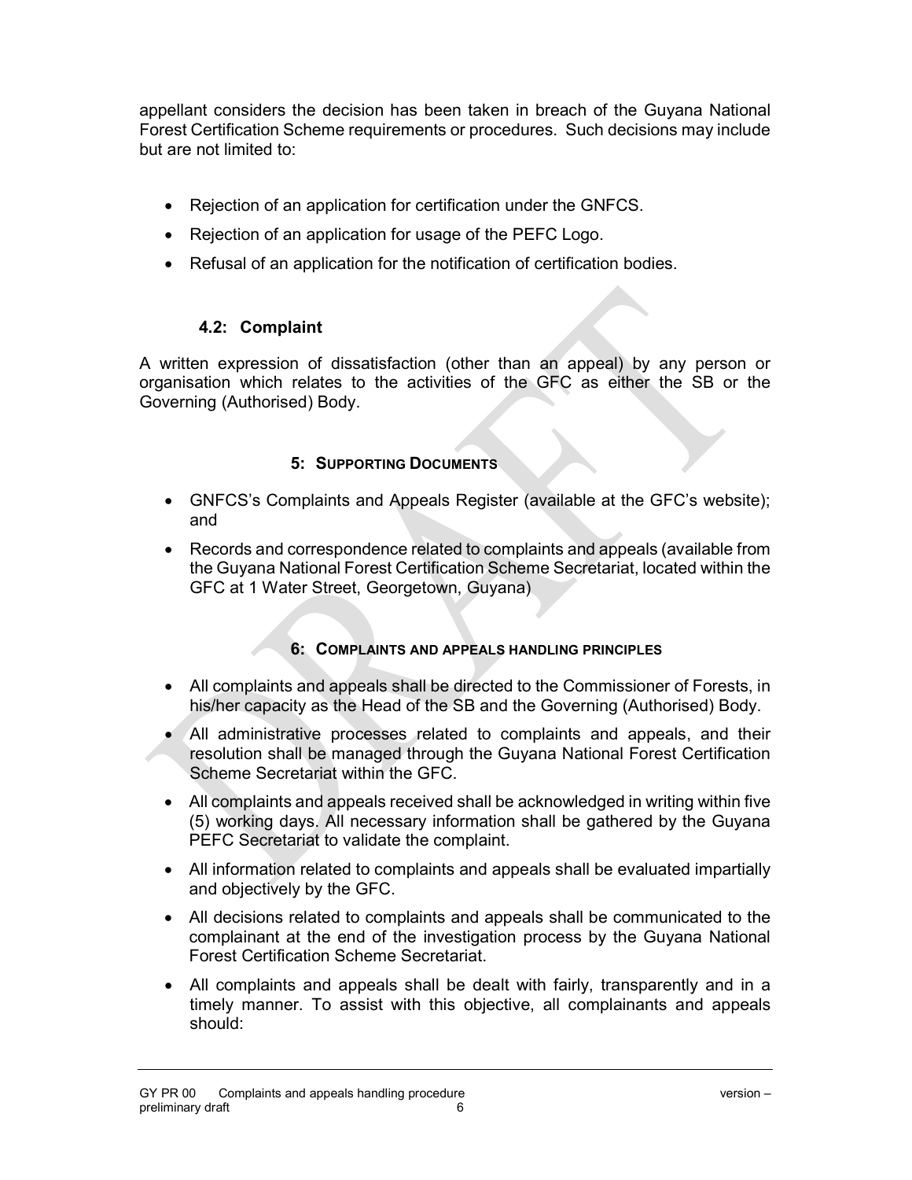appellant considers the decision has been taken in breach of the Guyana National Forest Certification Scheme requirements or procedures. Such decisions may include but are not limited to:

- Rejection of an application for certification under the GNFCS.
- Rejection of an application for usage of the PEFC Logo.
- Refusal of an application for the notification of certification bodies.

### 4.2: Complaint

A written expression of dissatisfaction (other than an appeal) by any person or organisation which relates to the activities of the GFC as either the SB or the Governing (Authorised) Body.

## 5: Supporting Documents

- GNFCS's Complaints and Appeals Register (available at the GFC's website); and
- Records and correspondence related to complaints and appeals (available from the Guyana National Forest Certification Scheme Secretariat, located within the GFC at 1 Water Street, Georgetown, Guyana)

## 6: Complaints and Appeals Handling Principles

- All complaints and appeals shall be directed to the Commissioner of Forests, in his/her capacity as the Head of the SB and the Governing (Authorised) Body.
- All administrative processes related to complaints and appeals, and their resolution shall be managed through the Guyana National Forest Certification Scheme Secretariat within the GFC.
- All complaints and appeals received shall be acknowledged in writing within five (5) working days. All necessary information shall be gathered by the Guyana PEFC Secretariat to validate the complaint.
- All information related to complaints and appeals shall be evaluated impartially and objectively by the GFC.
- All decisions related to complaints and appeals shall be communicated to the complainant at the end of the investigation process by the Guyana National Forest Certification Scheme Secretariat.
- All complaints and appeals shall be dealt with fairly, transparently and in a timely manner. To assist with this objective, all complainants and appeals should: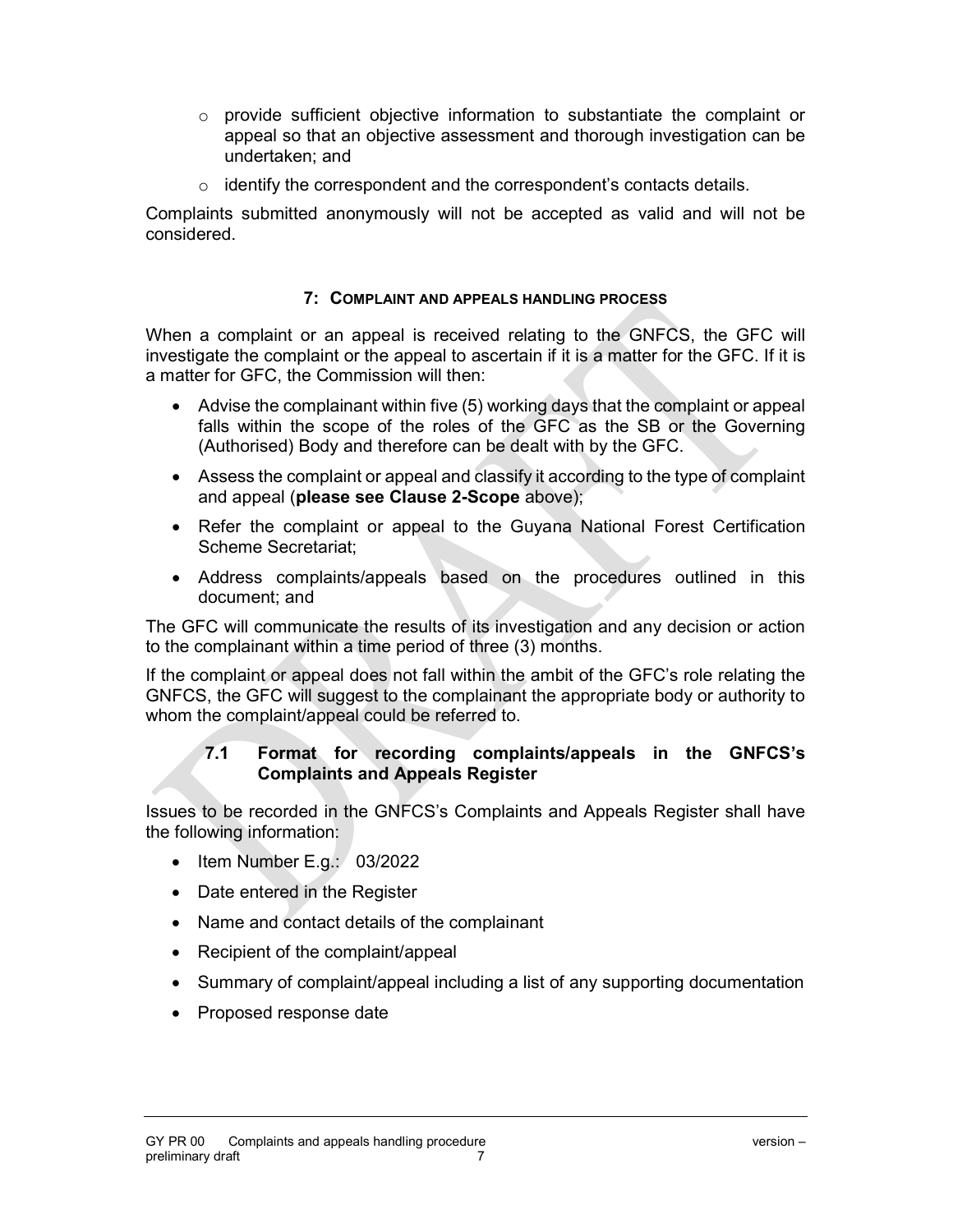- provide sufficient objective information to substantiate the complaint or appeal so that an objective assessment and thorough investigation can be undertaken; and
- identify the correspondent and the correspondent's contacts details.

Complaints submitted anonymously will not be accepted as valid and will not be considered.

## 7: COMPLAINT AND APPEALS HANDLING PROCESS

When a complaint or an appeal is received relating to the GNFCS, the GFC will investigate the complaint or the appeal to ascertain if it is a matter for the GFC. If it is a matter for GFC, the Commission will then:

- Advise the complainant within five (5) working days that the complaint or appeal falls within the scope of the roles of the GFC as the SB or the Governing (Authorised) Body and therefore can be dealt with by the GFC.
- Assess the complaint or appeal and classify it according to the type of complaint and appeal (**please see Clause 2-Scope** above);
- Refer the complaint or appeal to the Guyana National Forest Certification Scheme Secretariat;
- Address complaints/appeals based on the procedures outlined in this document; and

The GFC will communicate the results of its investigation and any decision or action to the complainant within a time period of three (3) months.

If the complaint or appeal does not fall within the ambit of the GFC's role relating the GNFCS, the GFC will suggest to the complainant the appropriate body or authority to whom the complaint/appeal could be referred to.

### 7.1 Format for recording complaints/appeals in the GNFCS's Complaints and Appeals Register

Issues to be recorded in the GNFCS's Complaints and Appeals Register shall have the following information:

- Item Number E.g.: 03/2022
- Date entered in the Register
- Name and contact details of the complainant
- Recipient of the complaint/appeal
- Summary of complaint/appeal including a list of any supporting documentation
- Proposed response date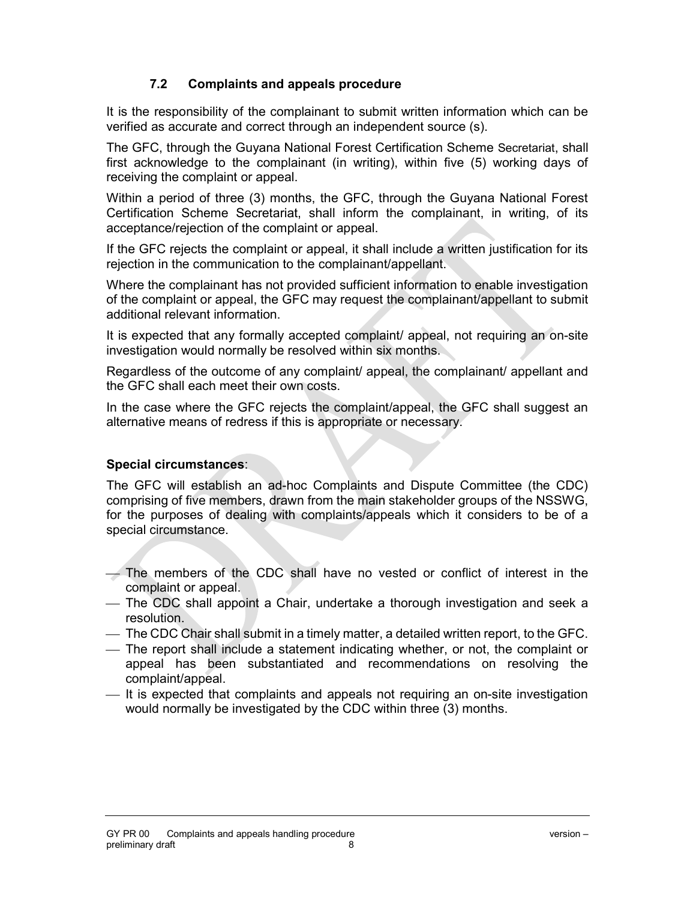### 7.2 Complaints and appeals procedure

It is the responsibility of the complainant to submit written information which can be verified as accurate and correct through an independent source (s).

The GFC, through the Guyana National Forest Certification Scheme Secretariat, shall first acknowledge to the complainant (in writing), within five (5) working days of receiving the complaint or appeal.

Within a period of three (3) months, the GFC, through the Guyana National Forest Certification Scheme Secretariat, shall inform the complainant, in writing, of its acceptance/rejection of the complaint or appeal.

If the GFC rejects the complaint or appeal, it shall include a written justification for its rejection in the communication to the complainant/appellant.

Where the complainant has not provided sufficient information to enable investigation of the complaint or appeal, the GFC may request the complainant/appellant to submit additional relevant information.

It is expected that any formally accepted complaint/ appeal, not requiring an on-site investigation would normally be resolved within six months.

Regardless of the outcome of any complaint/ appeal, the complainant/ appellant and the GFC shall each meet their own costs.

In the case where the GFC rejects the complaint/appeal, the GFC shall suggest an alternative means of redress if this is appropriate or necessary.

**Special circumstances**:

The GFC will establish an ad-hoc Complaints and Dispute Committee (the CDC) comprising of five members, drawn from the main stakeholder groups of the NSSWG, for the purposes of dealing with complaints/appeals which it considers to be of a special circumstance.

- The members of the CDC shall have no vested or conflict of interest in the complaint or appeal.
- The CDC shall appoint a Chair, undertake a thorough investigation and seek a resolution.
- The CDC Chair shall submit in a timely matter, a detailed written report, to the GFC.
- The report shall include a statement indicating whether, or not, the complaint or appeal has been substantiated and recommendations on resolving the complaint/appeal.
- It is expected that complaints and appeals not requiring an on-site investigation would normally be investigated by the CDC within three (3) months.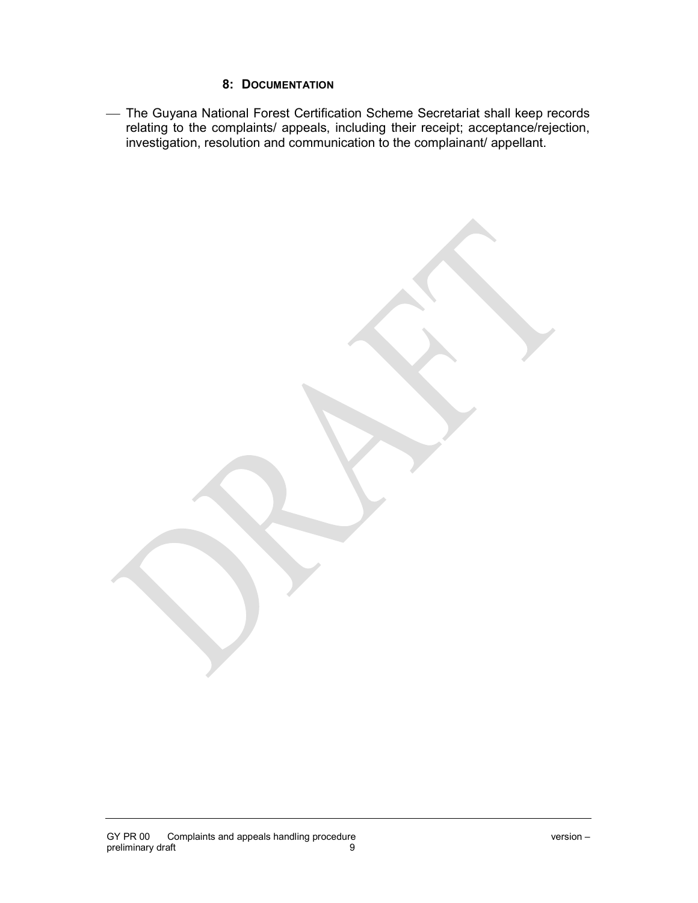## 8: DOCUMENTATION

- The Guyana National Forest Certification Scheme Secretariat shall keep records relating to the complaints/ appeals, including their receipt; acceptance/rejection, investigation, resolution and communication to the complainant/ appellant.